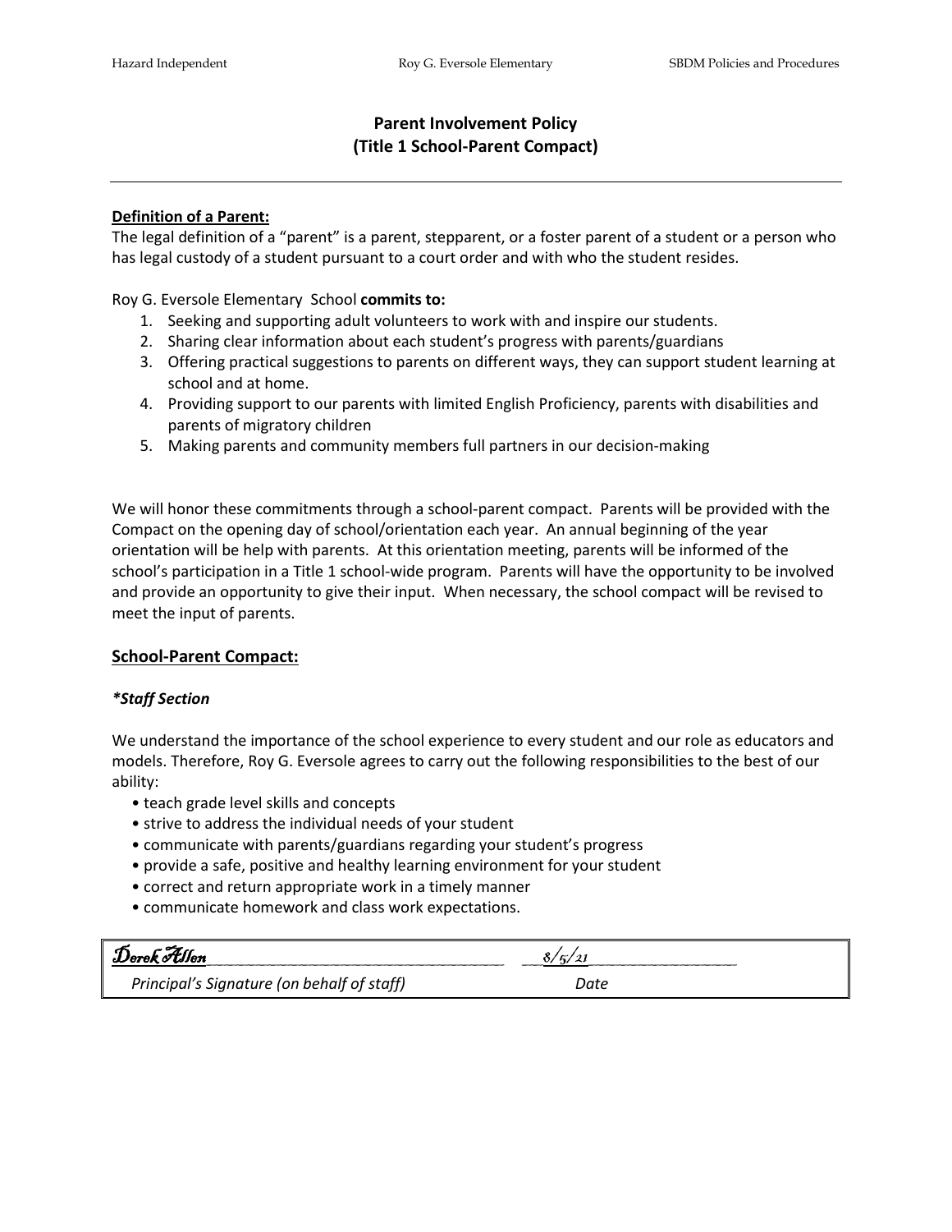# Parent Involvement Policy
## (Title 1 School-Parent Compact)

---

**Definition of a Parent:**

The legal definition of a "parent" is a parent, stepparent, or a foster parent of a student or a person who has legal custody of a student pursuant to a court order and with who the student resides.

Roy G. Eversole Elementary School **commits to:**

1. Seeking and supporting adult volunteers to work with and inspire our students.
2. Sharing clear information about each student's progress with parents/guardians
3. Offering practical suggestions to parents on different ways, they can support student learning at school and at home.
4. Providing support to our parents with limited English Proficiency, parents with disabilities and parents of migratory children
5. Making parents and community members full partners in our decision-making

We will honor these commitments through a school-parent compact. Parents will be provided with the Compact on the opening day of school/orientation each year. An annual beginning of the year orientation will be help with parents. At this orientation meeting, parents will be informed of the school's participation in a Title 1 school-wide program. Parents will have the opportunity to be involved and provide an opportunity to give their input. When necessary, the school compact will be revised to meet the input of parents.

## School-Parent Compact:

### *\*Staff Section*

We understand the importance of the school experience to every student and our role as educators and models. Therefore, Roy G. Eversole agrees to carry out the following responsibilities to the best of our ability:

- teach grade level skills and concepts
- strive to address the individual needs of your student
- communicate with parents/guardians regarding your student's progress
- provide a safe, positive and healthy learning environment for your student
- correct and return appropriate work in a timely manner
- communicate homework and class work expectations.

| Derek Allen | 8/5/21 |
|---|---|
| *Principal's Signature (on behalf of staff)* | *Date* |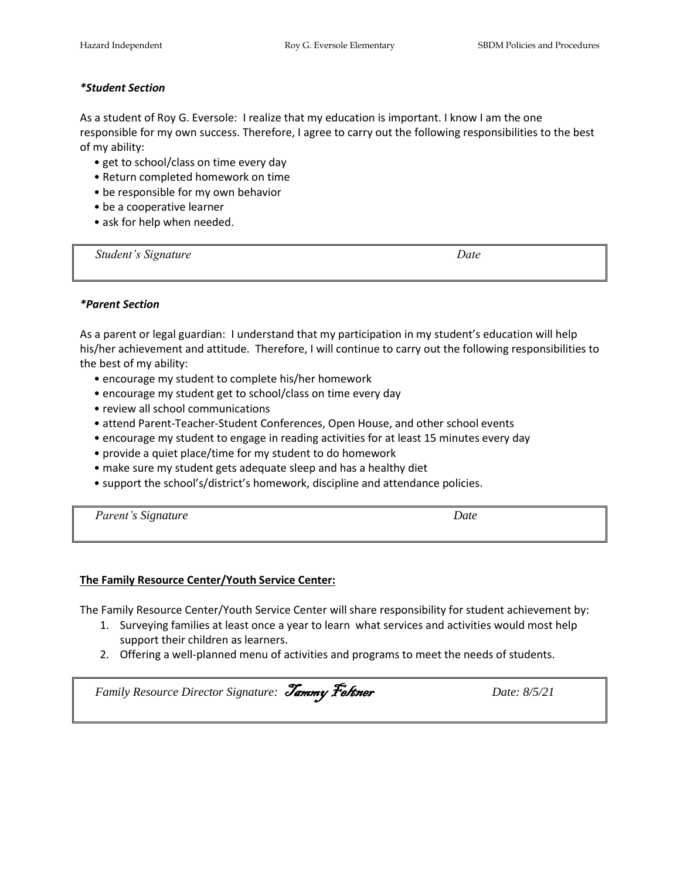***Student Section***

As a student of Roy G. Eversole: I realize that my education is important. I know I am the one responsible for my own success. Therefore, I agree to carry out the following responsibilities to the best of my ability:

- get to school/class on time every day
- Return completed homework on time
- be responsible for my own behavior
- be a cooperative learner
- ask for help when needed.

| | |
|---|---|
| *Student's Signature* | *Date* |

***Parent Section***

As a parent or legal guardian: I understand that my participation in my student's education will help his/her achievement and attitude. Therefore, I will continue to carry out the following responsibilities to the best of my ability:

- encourage my student to complete his/her homework
- encourage my student get to school/class on time every day
- review all school communications
- attend Parent-Teacher-Student Conferences, Open House, and other school events
- encourage my student to engage in reading activities for at least 15 minutes every day
- provide a quiet place/time for my student to do homework
- make sure my student gets adequate sleep and has a healthy diet
- support the school's/district's homework, discipline and attendance policies.

| | |
|---|---|
| *Parent's Signature* | *Date* |

**The Family Resource Center/Youth Service Center:**

The Family Resource Center/Youth Service Center will share responsibility for student achievement by:

1. Surveying families at least once a year to learn what services and activities would most help support their children as learners.
2. Offering a well-planned menu of activities and programs to meet the needs of students.

| | |
|---|---|
| *Family Resource Director Signature:* Tammy Feltner | *Date: 8/5/21* |